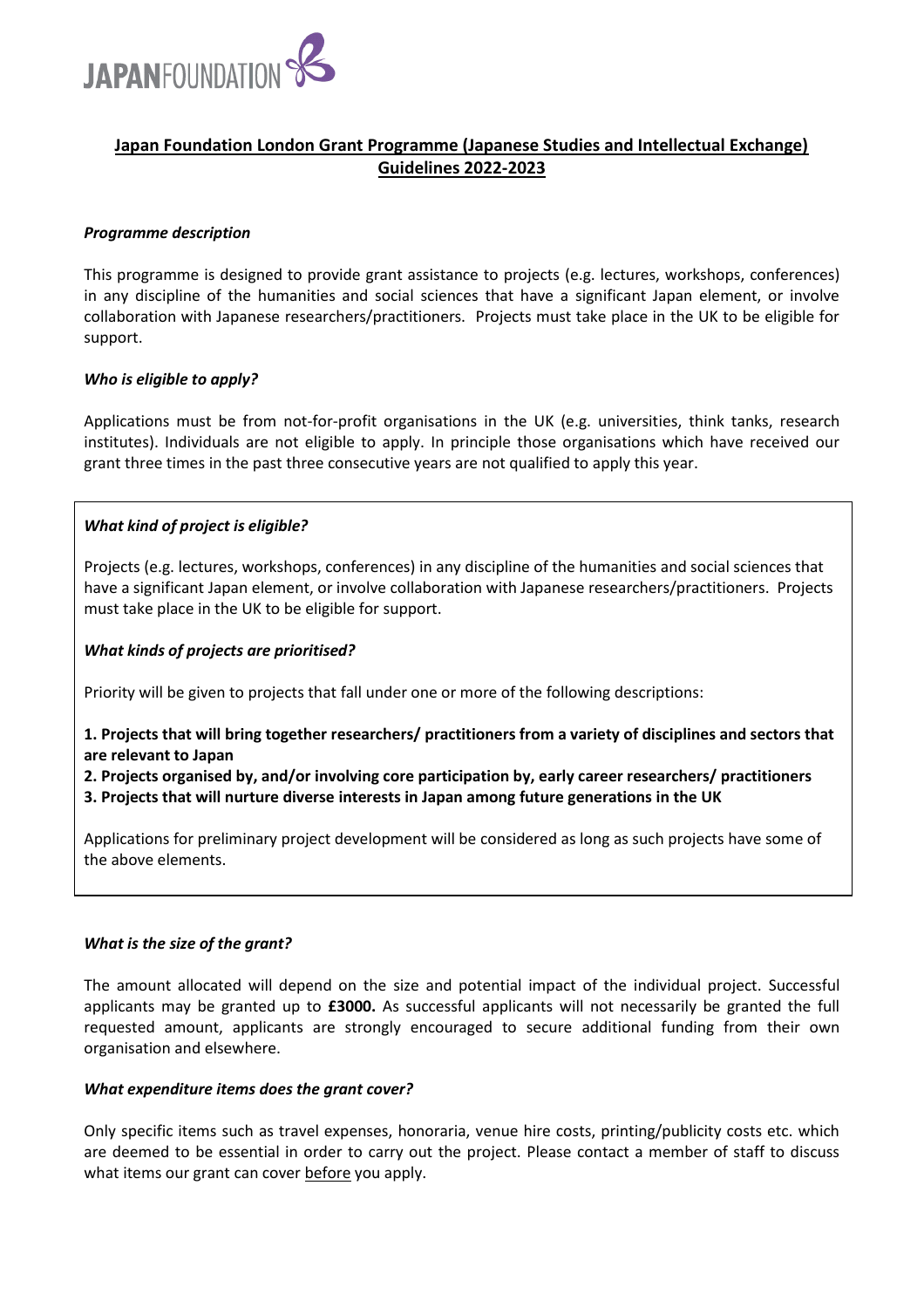JAPANFOUNDATION

# Japan Foundation London Grant Programme (Japanese Studies and Intellectual Exchange) Guidelines 2022-2023

### *Programme description*

This programme is designed to provide grant assistance to projects (e.g. lectures, workshops, conferences) in any discipline of the humanities and social sciences that have a significant Japan element, or involve collaboration with Japanese researchers/practitioners. Projects must take place in the UK to be eligible for support.

### *Who is eligible to apply?*

Applications must be from not-for-profit organisations in the UK (e.g. universities, think tanks, research institutes). Individuals are not eligible to apply. In principle those organisations which have received our grant three times in the past three consecutive years are not qualified to apply this year.

### *What kind of project is eligible?*

Projects (e.g. lectures, workshops, conferences) in any discipline of the humanities and social sciences that have a significant Japan element, or involve collaboration with Japanese researchers/practitioners. Projects must take place in the UK to be eligible for support.

### *What kinds of projects are prioritised?*

Priority will be given to projects that fall under one or more of the following descriptions:

**1. Projects that will bring together researchers/ practitioners from a variety of disciplines and sectors that are relevant to Japan**
**2. Projects organised by, and/or involving core participation by, early career researchers/ practitioners**
**3. Projects that will nurture diverse interests in Japan among future generations in the UK**

Applications for preliminary project development will be considered as long as such projects have some of the above elements.

### *What is the size of the grant?*

The amount allocated will depend on the size and potential impact of the individual project. Successful applicants may be granted up to **£3000.** As successful applicants will not necessarily be granted the full requested amount, applicants are strongly encouraged to secure additional funding from their own organisation and elsewhere.

### *What expenditure items does the grant cover?*

Only specific items such as travel expenses, honoraria, venue hire costs, printing/publicity costs etc. which are deemed to be essential in order to carry out the project. Please contact a member of staff to discuss what items our grant can cover before you apply.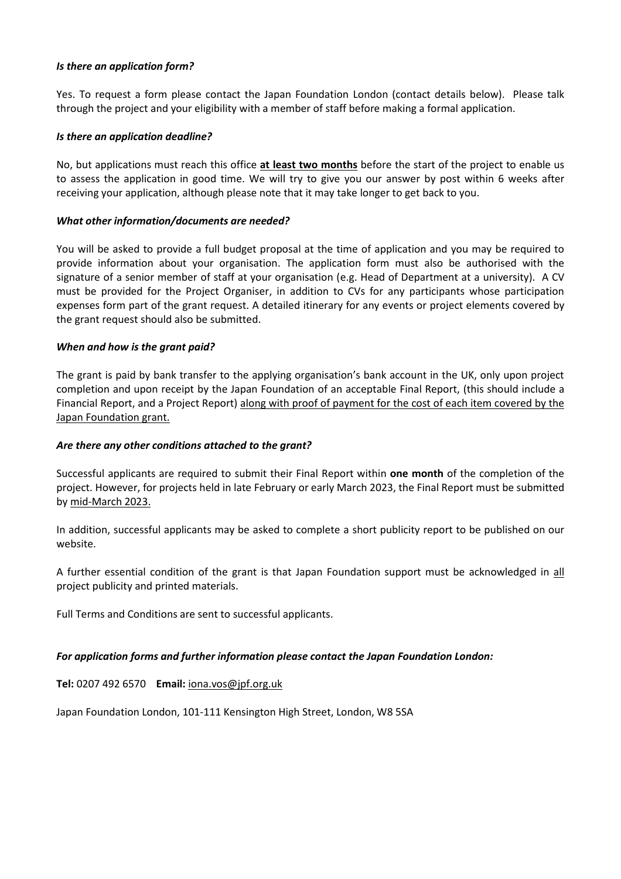***Is there an application form?***

Yes. To request a form please contact the Japan Foundation London (contact details below). Please talk through the project and your eligibility with a member of staff before making a formal application.

***Is there an application deadline?***

No, but applications must reach this office **at least two months** before the start of the project to enable us to assess the application in good time. We will try to give you our answer by post within 6 weeks after receiving your application, although please note that it may take longer to get back to you.

***What other information/documents are needed?***

You will be asked to provide a full budget proposal at the time of application and you may be required to provide information about your organisation. The application form must also be authorised with the signature of a senior member of staff at your organisation (e.g. Head of Department at a university). A CV must be provided for the Project Organiser, in addition to CVs for any participants whose participation expenses form part of the grant request. A detailed itinerary for any events or project elements covered by the grant request should also be submitted.

***When and how is the grant paid?***

The grant is paid by bank transfer to the applying organisation's bank account in the UK, only upon project completion and upon receipt by the Japan Foundation of an acceptable Final Report, (this should include a Financial Report, and a Project Report) along with proof of payment for the cost of each item covered by the Japan Foundation grant.

***Are there any other conditions attached to the grant?***

Successful applicants are required to submit their Final Report within **one month** of the completion of the project. However, for projects held in late February or early March 2023, the Final Report must be submitted by mid-March 2023.

In addition, successful applicants may be asked to complete a short publicity report to be published on our website.

A further essential condition of the grant is that Japan Foundation support must be acknowledged in all project publicity and printed materials.

Full Terms and Conditions are sent to successful applicants.

***For application forms and further information please contact the Japan Foundation London:***

**Tel:** 0207 492 6570 **Email:** iona.vos@jpf.org.uk

Japan Foundation London, 101-111 Kensington High Street, London, W8 5SA